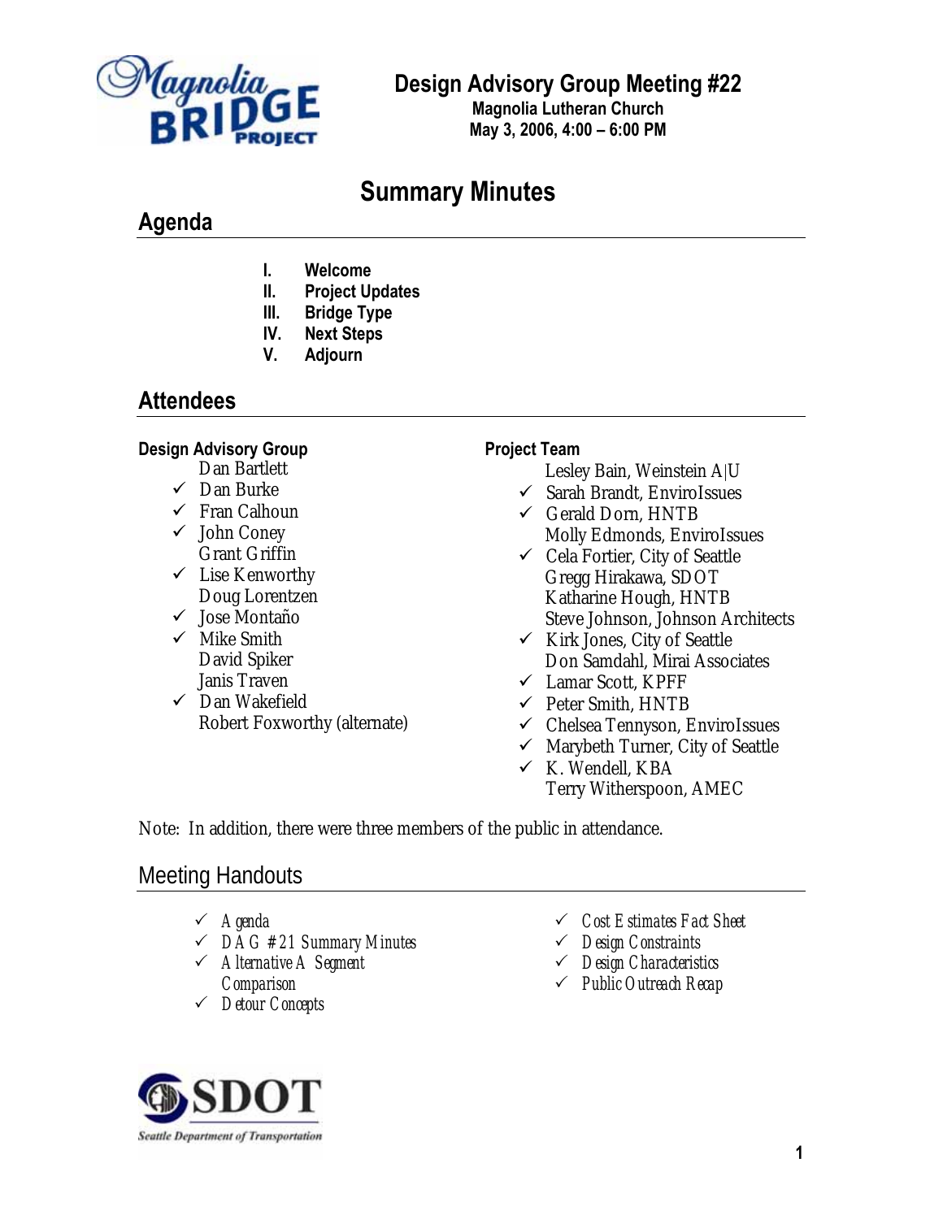# Design Advisory Group Meeting #22

**Magnolia Lutheran Church**
**May 3, 2006, 4:00 – 6:00 PM**

## Summary Minutes

## Agenda

- I. **Welcome**
- II. **Project Updates**
- III. **Bridge Type**
- IV. **Next Steps**
- V. **Adjourn**

## Attendees

**Design Advisory Group**

- Dan Bartlett
- ✓ Dan Burke
- ✓ Fran Calhoun
- ✓ John Coney
- Grant Griffin
- ✓ Lise Kenworthy
- Doug Lorentzen
- ✓ Jose Montaño
- ✓ Mike Smith
- David Spiker
- Janis Traven
- ✓ Dan Wakefield
- Robert Foxworthy (alternate)

**Project Team**

- Lesley Bain, Weinstein A|U
- ✓ Sarah Brandt, EnviroIssues
- ✓ Gerald Dorn, HNTB
- Molly Edmonds, EnviroIssues
- ✓ Cela Fortier, City of Seattle
- Gregg Hirakawa, SDOT
- Katharine Hough, HNTB
- Steve Johnson, Johnson Architects
- ✓ Kirk Jones, City of Seattle
- Don Samdahl, Mirai Associates
- ✓ Lamar Scott, KPFF
- ✓ Peter Smith, HNTB
- ✓ Chelsea Tennyson, EnviroIssues
- ✓ Marybeth Turner, City of Seattle
- ✓ K. Wendell, KBA
- Terry Witherspoon, AMEC

Note: In addition, there were three members of the public in attendance.

## Meeting Handouts

- ✓ *Agenda*
- ✓ *DAG #21 Summary Minutes*
- ✓ *Alternative A Segment Comparison*
- ✓ *Detour Concepts*
- ✓ *Cost Estimates Fact Sheet*
- ✓ *Design Constraints*
- ✓ *Design Characteristics*
- ✓ *Public Outreach Recap*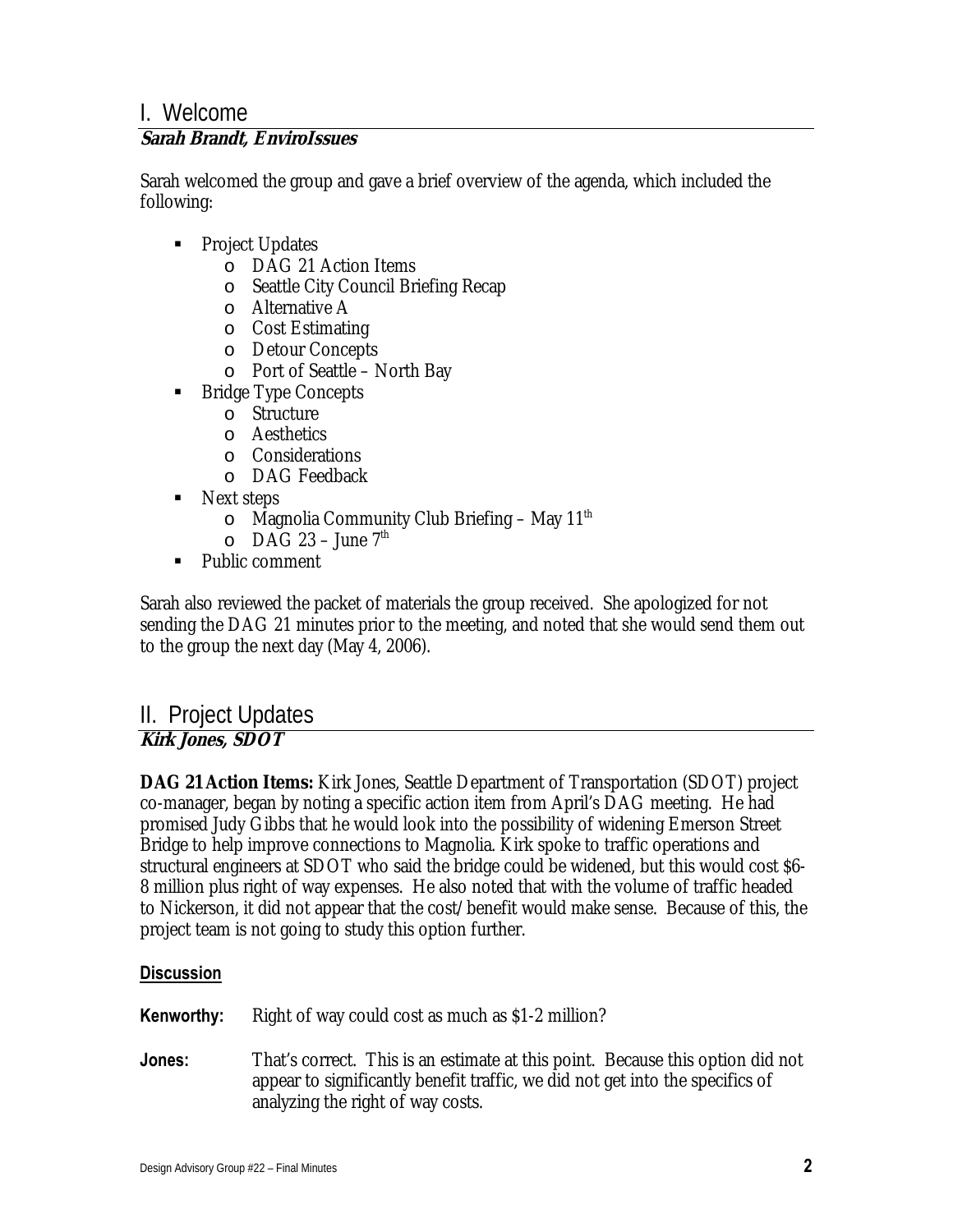# I. Welcome

**Sarah Brandt, EnviroIssues**

Sarah welcomed the group and gave a brief overview of the agenda, which included the following:

- Project Updates
  - DAG 21 Action Items
  - Seattle City Council Briefing Recap
  - Alternative A
  - Cost Estimating
  - Detour Concepts
  - Port of Seattle – North Bay
- Bridge Type Concepts
  - Structure
  - Aesthetics
  - Considerations
  - DAG Feedback
- Next steps
  - Magnolia Community Club Briefing – May 11th
  - DAG 23 – June 7th
- Public comment

Sarah also reviewed the packet of materials the group received. She apologized for not sending the DAG 21 minutes prior to the meeting, and noted that she would send them out to the group the next day (May 4, 2006).

# II. Project Updates

**Kirk Jones, SDOT**

**DAG 21 Action Items:** Kirk Jones, Seattle Department of Transportation (SDOT) project co-manager, began by noting a specific action item from April's DAG meeting. He had promised Judy Gibbs that he would look into the possibility of widening Emerson Street Bridge to help improve connections to Magnolia. Kirk spoke to traffic operations and structural engineers at SDOT who said the bridge could be widened, but this would cost $6-8 million plus right of way expenses. He also noted that with the volume of traffic headed to Nickerson, it did not appear that the cost/benefit would make sense. Because of this, the project team is not going to study this option further.

**Discussion**

**Kenworthy:** Right of way could cost as much as $1-2 million?

**Jones:** That's correct. This is an estimate at this point. Because this option did not appear to significantly benefit traffic, we did not get into the specifics of analyzing the right of way costs.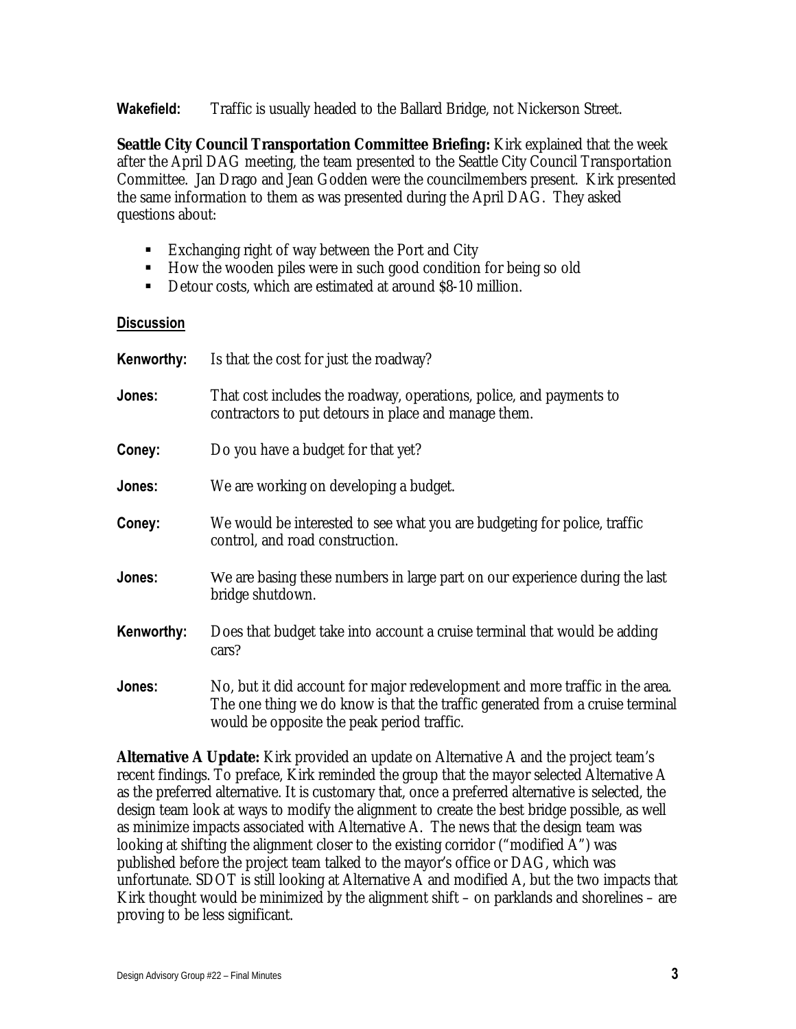**Wakefield:** Traffic is usually headed to the Ballard Bridge, not Nickerson Street.

**Seattle City Council Transportation Committee Briefing:** Kirk explained that the week after the April DAG meeting, the team presented to the Seattle City Council Transportation Committee. Jan Drago and Jean Godden were the councilmembers present. Kirk presented the same information to them as was presented during the April DAG. They asked questions about:

- Exchanging right of way between the Port and City
- How the wooden piles were in such good condition for being so old
- Detour costs, which are estimated at around $8-10 million.

**Discussion**

**Kenworthy:** Is that the cost for just the roadway?

**Jones:** That cost includes the roadway, operations, police, and payments to contractors to put detours in place and manage them.

**Coney:** Do you have a budget for that yet?

**Jones:** We are working on developing a budget.

**Coney:** We would be interested to see what you are budgeting for police, traffic control, and road construction.

**Jones:** We are basing these numbers in large part on our experience during the last bridge shutdown.

**Kenworthy:** Does that budget take into account a cruise terminal that would be adding cars?

**Jones:** No, but it did account for major redevelopment and more traffic in the area. The one thing we do know is that the traffic generated from a cruise terminal would be opposite the peak period traffic.

**Alternative A Update:** Kirk provided an update on Alternative A and the project team's recent findings. To preface, Kirk reminded the group that the mayor selected Alternative A as the preferred alternative. It is customary that, once a preferred alternative is selected, the design team look at ways to modify the alignment to create the best bridge possible, as well as minimize impacts associated with Alternative A. The news that the design team was looking at shifting the alignment closer to the existing corridor ("modified A") was published before the project team talked to the mayor's office or DAG, which was unfortunate. SDOT is still looking at Alternative A and modified A, but the two impacts that Kirk thought would be minimized by the alignment shift – on parklands and shorelines – are proving to be less significant.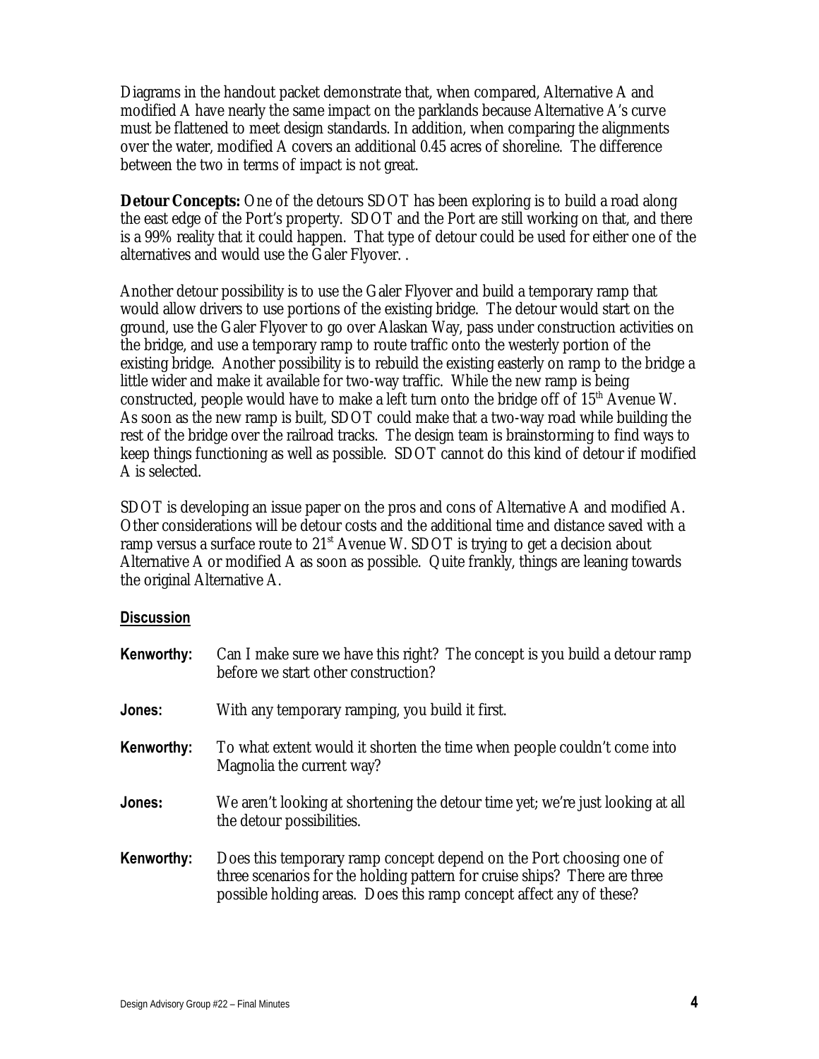Diagrams in the handout packet demonstrate that, when compared, Alternative A and modified A have nearly the same impact on the parklands because Alternative A's curve must be flattened to meet design standards. In addition, when comparing the alignments over the water, modified A covers an additional 0.45 acres of shoreline. The difference between the two in terms of impact is not great.

**Detour Concepts:** One of the detours SDOT has been exploring is to build a road along the east edge of the Port's property. SDOT and the Port are still working on that, and there is a 99% reality that it could happen. That type of detour could be used for either one of the alternatives and would use the Galer Flyover. .

Another detour possibility is to use the Galer Flyover and build a temporary ramp that would allow drivers to use portions of the existing bridge. The detour would start on the ground, use the Galer Flyover to go over Alaskan Way, pass under construction activities on the bridge, and use a temporary ramp to route traffic onto the westerly portion of the existing bridge. Another possibility is to rebuild the existing easterly on ramp to the bridge a little wider and make it available for two-way traffic. While the new ramp is being constructed, people would have to make a left turn onto the bridge off of 15th Avenue W. As soon as the new ramp is built, SDOT could make that a two-way road while building the rest of the bridge over the railroad tracks. The design team is brainstorming to find ways to keep things functioning as well as possible. SDOT cannot do this kind of detour if modified A is selected.

SDOT is developing an issue paper on the pros and cons of Alternative A and modified A. Other considerations will be detour costs and the additional time and distance saved with a ramp versus a surface route to 21st Avenue W. SDOT is trying to get a decision about Alternative A or modified A as soon as possible. Quite frankly, things are leaning towards the original Alternative A.

**Discussion**

**Kenworthy:** Can I make sure we have this right? The concept is you build a detour ramp before we start other construction?

**Jones:** With any temporary ramping, you build it first.

**Kenworthy:** To what extent would it shorten the time when people couldn't come into Magnolia the current way?

**Jones:** We aren't looking at shortening the detour time yet; we're just looking at all the detour possibilities.

**Kenworthy:** Does this temporary ramp concept depend on the Port choosing one of three scenarios for the holding pattern for cruise ships? There are three possible holding areas. Does this ramp concept affect any of these?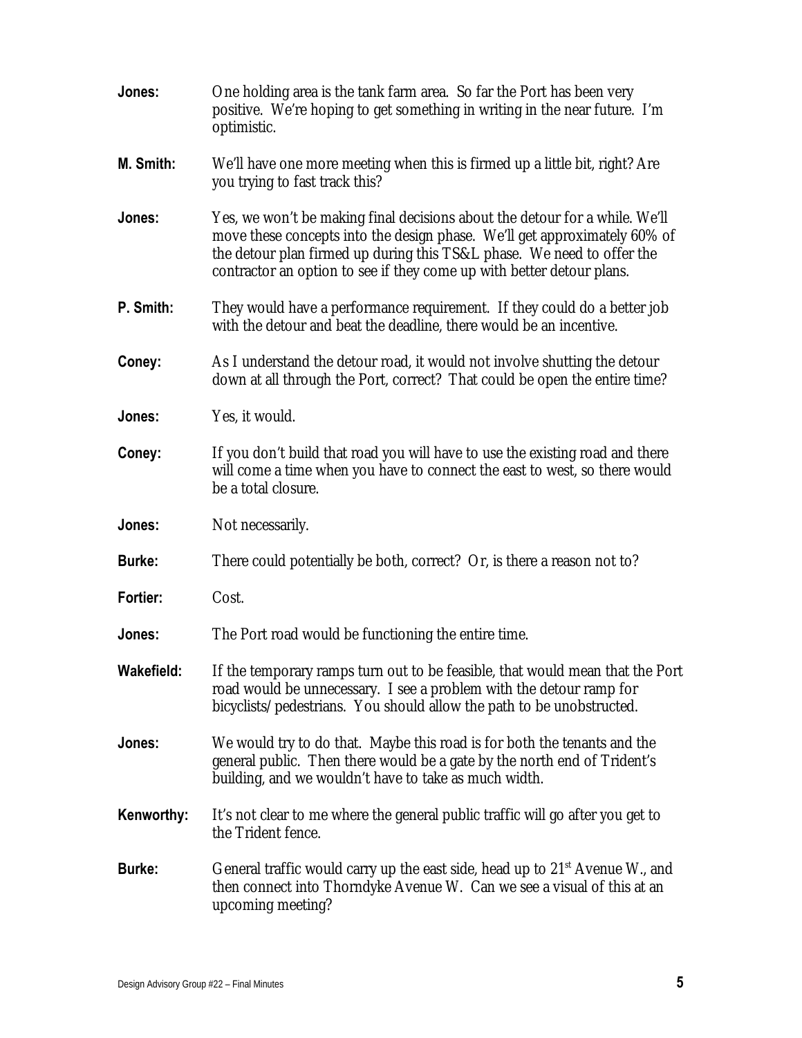**Jones:** One holding area is the tank farm area. So far the Port has been very positive. We're hoping to get something in writing in the near future. I'm optimistic.

**M. Smith:** We'll have one more meeting when this is firmed up a little bit, right? Are you trying to fast track this?

**Jones:** Yes, we won't be making final decisions about the detour for a while. We'll move these concepts into the design phase. We'll get approximately 60% of the detour plan firmed up during this TS&L phase. We need to offer the contractor an option to see if they come up with better detour plans.

**P. Smith:** They would have a performance requirement. If they could do a better job with the detour and beat the deadline, there would be an incentive.

**Coney:** As I understand the detour road, it would not involve shutting the detour down at all through the Port, correct? That could be open the entire time?

**Jones:** Yes, it would.

**Coney:** If you don't build that road you will have to use the existing road and there will come a time when you have to connect the east to west, so there would be a total closure.

**Jones:** Not necessarily.

**Burke:** There could potentially be both, correct? Or, is there a reason not to?

**Fortier:** Cost.

**Jones:** The Port road would be functioning the entire time.

**Wakefield:** If the temporary ramps turn out to be feasible, that would mean that the Port road would be unnecessary. I see a problem with the detour ramp for bicyclists/pedestrians. You should allow the path to be unobstructed.

**Jones:** We would try to do that. Maybe this road is for both the tenants and the general public. Then there would be a gate by the north end of Trident's building, and we wouldn't have to take as much width.

**Kenworthy:** It's not clear to me where the general public traffic will go after you get to the Trident fence.

**Burke:** General traffic would carry up the east side, head up to 21st Avenue W., and then connect into Thorndyke Avenue W. Can we see a visual of this at an upcoming meeting?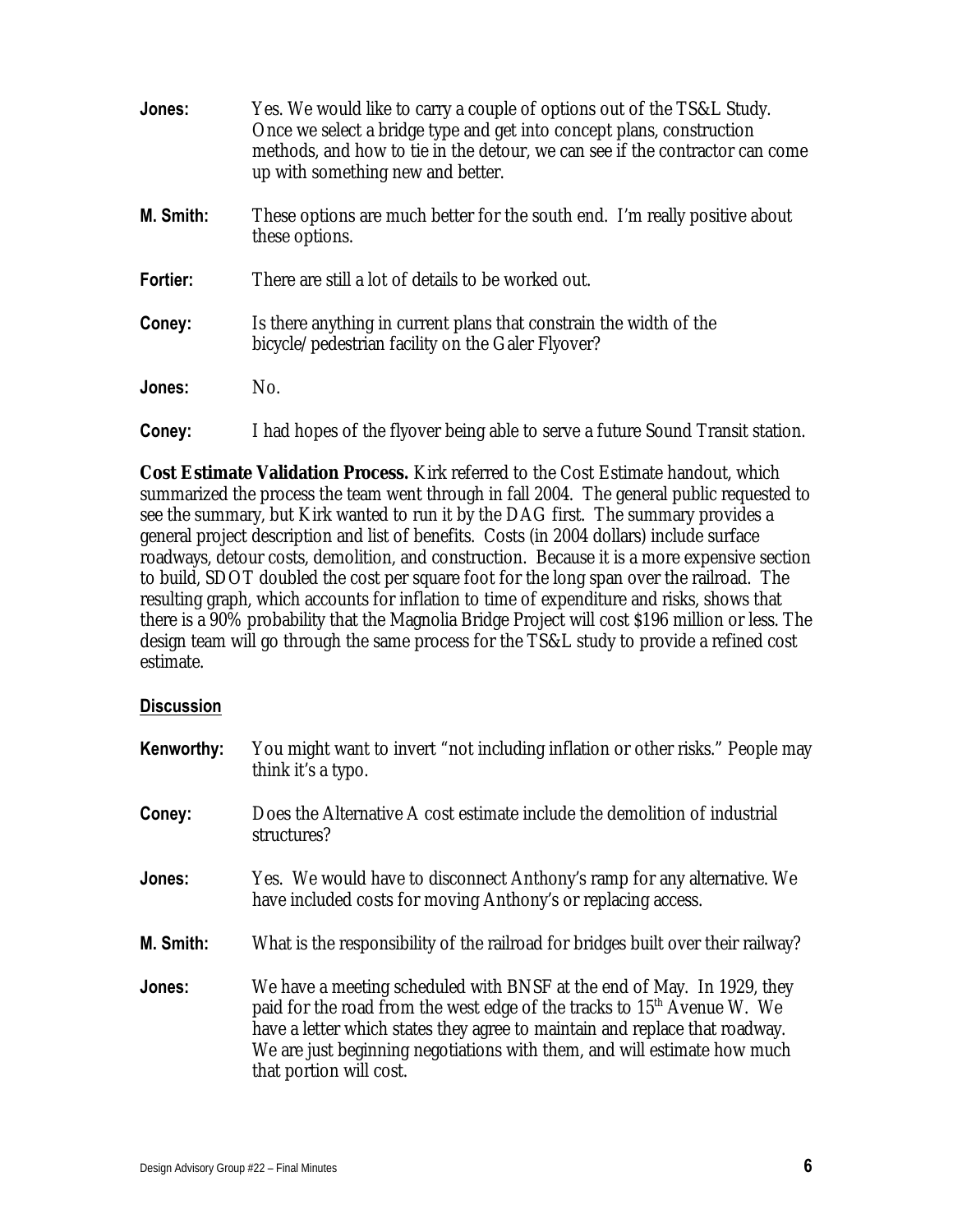**Jones:** Yes. We would like to carry a couple of options out of the TS&L Study. Once we select a bridge type and get into concept plans, construction methods, and how to tie in the detour, we can see if the contractor can come up with something new and better.

**M. Smith:** These options are much better for the south end. I'm really positive about these options.

**Fortier:** There are still a lot of details to be worked out.

**Coney:** Is there anything in current plans that constrain the width of the bicycle/pedestrian facility on the Galer Flyover?

**Jones:** No.

**Coney:** I had hopes of the flyover being able to serve a future Sound Transit station.

**Cost Estimate Validation Process.** Kirk referred to the Cost Estimate handout, which summarized the process the team went through in fall 2004. The general public requested to see the summary, but Kirk wanted to run it by the DAG first. The summary provides a general project description and list of benefits. Costs (in 2004 dollars) include surface roadways, detour costs, demolition, and construction. Because it is a more expensive section to build, SDOT doubled the cost per square foot for the long span over the railroad. The resulting graph, which accounts for inflation to time of expenditure and risks, shows that there is a 90% probability that the Magnolia Bridge Project will cost $196 million or less. The design team will go through the same process for the TS&L study to provide a refined cost estimate.

<u>**Discussion**</u>

**Kenworthy:** You might want to invert "not including inflation or other risks." People may think it's a typo.

**Coney:** Does the Alternative A cost estimate include the demolition of industrial structures?

**Jones:** Yes. We would have to disconnect Anthony's ramp for any alternative. We have included costs for moving Anthony's or replacing access.

**M. Smith:** What is the responsibility of the railroad for bridges built over their railway?

**Jones:** We have a meeting scheduled with BNSF at the end of May. In 1929, they paid for the road from the west edge of the tracks to 15th Avenue W. We have a letter which states they agree to maintain and replace that roadway. We are just beginning negotiations with them, and will estimate how much that portion will cost.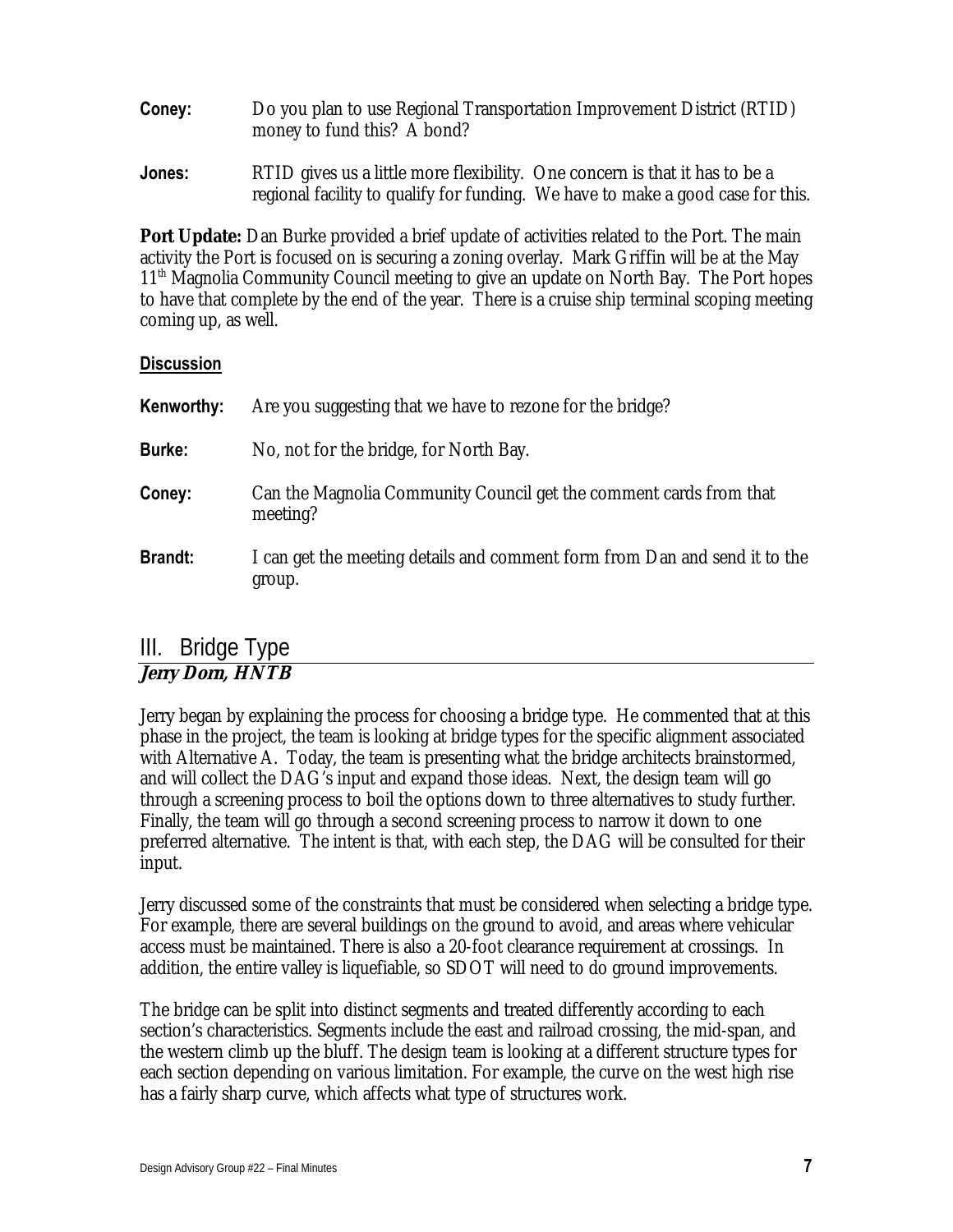**Coney:** Do you plan to use Regional Transportation Improvement District (RTID) money to fund this? A bond?

**Jones:** RTID gives us a little more flexibility. One concern is that it has to be a regional facility to qualify for funding. We have to make a good case for this.

**Port Update:** Dan Burke provided a brief update of activities related to the Port. The main activity the Port is focused on is securing a zoning overlay. Mark Griffin will be at the May 11th Magnolia Community Council meeting to give an update on North Bay. The Port hopes to have that complete by the end of the year. There is a cruise ship terminal scoping meeting coming up, as well.

**Discussion**

**Kenworthy:** Are you suggesting that we have to rezone for the bridge?

**Burke:** No, not for the bridge, for North Bay.

**Coney:** Can the Magnolia Community Council get the comment cards from that meeting?

**Brandt:** I can get the meeting details and comment form from Dan and send it to the group.

## III. Bridge Type

***Jerry Dorn, HNTB***

Jerry began by explaining the process for choosing a bridge type. He commented that at this phase in the project, the team is looking at bridge types for the specific alignment associated with Alternative A. Today, the team is presenting what the bridge architects brainstormed, and will collect the DAG's input and expand those ideas. Next, the design team will go through a screening process to boil the options down to three alternatives to study further. Finally, the team will go through a second screening process to narrow it down to one preferred alternative. The intent is that, with each step, the DAG will be consulted for their input.

Jerry discussed some of the constraints that must be considered when selecting a bridge type. For example, there are several buildings on the ground to avoid, and areas where vehicular access must be maintained. There is also a 20-foot clearance requirement at crossings. In addition, the entire valley is liquefiable, so SDOT will need to do ground improvements.

The bridge can be split into distinct segments and treated differently according to each section's characteristics. Segments include the east and railroad crossing, the mid-span, and the western climb up the bluff. The design team is looking at a different structure types for each section depending on various limitation. For example, the curve on the west high rise has a fairly sharp curve, which affects what type of structures work.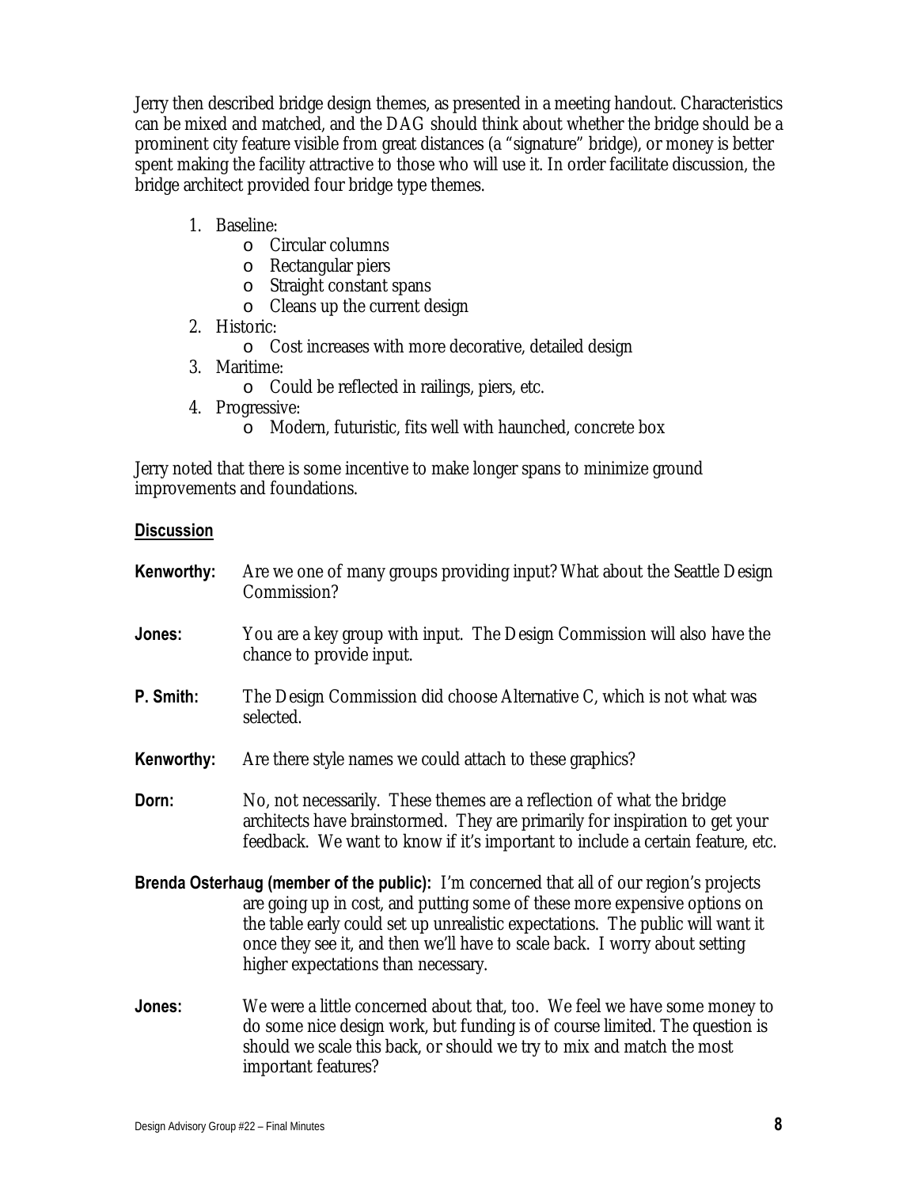Jerry then described bridge design themes, as presented in a meeting handout. Characteristics can be mixed and matched, and the DAG should think about whether the bridge should be a prominent city feature visible from great distances (a "signature" bridge), or money is better spent making the facility attractive to those who will use it. In order facilitate discussion, the bridge architect provided four bridge type themes.

1. Baseline:
   - Circular columns
   - Rectangular piers
   - Straight constant spans
   - Cleans up the current design
2. Historic:
   - Cost increases with more decorative, detailed design
3. Maritime:
   - Could be reflected in railings, piers, etc.
4. Progressive:
   - Modern, futuristic, fits well with haunched, concrete box

Jerry noted that there is some incentive to make longer spans to minimize ground improvements and foundations.

**Discussion**

**Kenworthy:** Are we one of many groups providing input? What about the Seattle Design Commission?

**Jones:** You are a key group with input. The Design Commission will also have the chance to provide input.

**P. Smith:** The Design Commission did choose Alternative C, which is not what was selected.

**Kenworthy:** Are there style names we could attach to these graphics?

**Dorn:** No, not necessarily. These themes are a reflection of what the bridge architects have brainstormed. They are primarily for inspiration to get your feedback. We want to know if it's important to include a certain feature, etc.

**Brenda Osterhaug (member of the public):** I'm concerned that all of our region's projects are going up in cost, and putting some of these more expensive options on the table early could set up unrealistic expectations. The public will want it once they see it, and then we'll have to scale back. I worry about setting higher expectations than necessary.

**Jones:** We were a little concerned about that, too. We feel we have some money to do some nice design work, but funding is of course limited. The question is should we scale this back, or should we try to mix and match the most important features?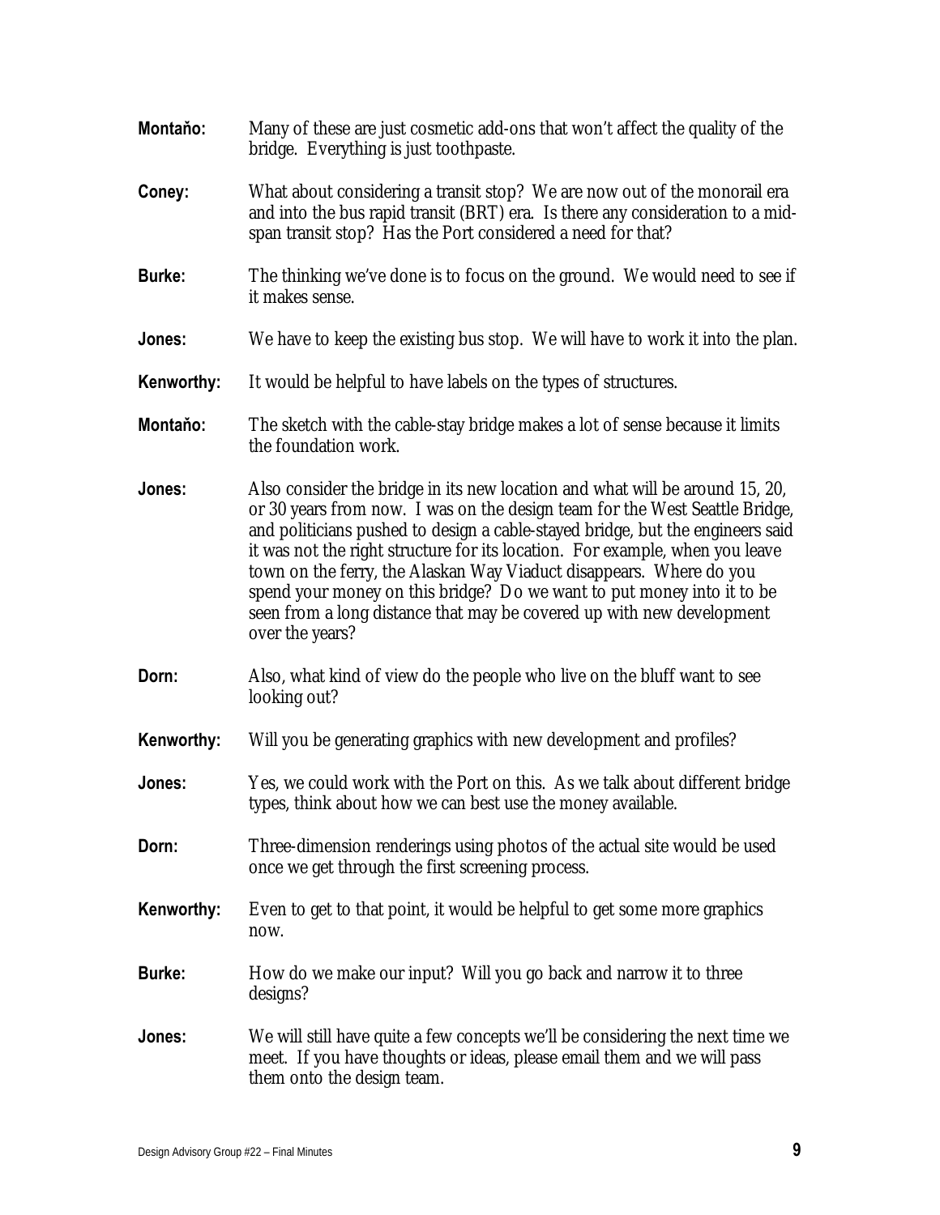**Montaňo:** Many of these are just cosmetic add-ons that won't affect the quality of the bridge. Everything is just toothpaste.

**Coney:** What about considering a transit stop? We are now out of the monorail era and into the bus rapid transit (BRT) era. Is there any consideration to a mid-span transit stop? Has the Port considered a need for that?

**Burke:** The thinking we've done is to focus on the ground. We would need to see if it makes sense.

**Jones:** We have to keep the existing bus stop. We will have to work it into the plan.

**Kenworthy:** It would be helpful to have labels on the types of structures.

**Montaňo:** The sketch with the cable-stay bridge makes a lot of sense because it limits the foundation work.

**Jones:** Also consider the bridge in its new location and what will be around 15, 20, or 30 years from now. I was on the design team for the West Seattle Bridge, and politicians pushed to design a cable-stayed bridge, but the engineers said it was not the right structure for its location. For example, when you leave town on the ferry, the Alaskan Way Viaduct disappears. Where do you spend your money on this bridge? Do we want to put money into it to be seen from a long distance that may be covered up with new development over the years?

**Dorn:** Also, what kind of view do the people who live on the bluff want to see looking out?

**Kenworthy:** Will you be generating graphics with new development and profiles?

**Jones:** Yes, we could work with the Port on this. As we talk about different bridge types, think about how we can best use the money available.

**Dorn:** Three-dimension renderings using photos of the actual site would be used once we get through the first screening process.

**Kenworthy:** Even to get to that point, it would be helpful to get some more graphics now.

**Burke:** How do we make our input? Will you go back and narrow it to three designs?

**Jones:** We will still have quite a few concepts we'll be considering the next time we meet. If you have thoughts or ideas, please email them and we will pass them onto the design team.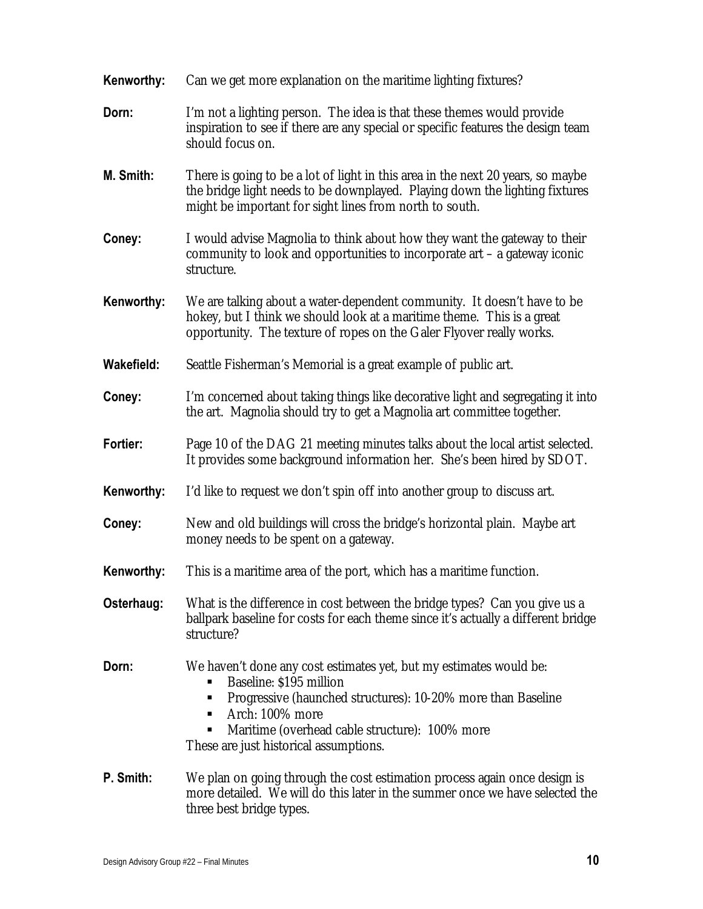**Kenworthy:** Can we get more explanation on the maritime lighting fixtures?

**Dorn:** I'm not a lighting person. The idea is that these themes would provide inspiration to see if there are any special or specific features the design team should focus on.

**M. Smith:** There is going to be a lot of light in this area in the next 20 years, so maybe the bridge light needs to be downplayed. Playing down the lighting fixtures might be important for sight lines from north to south.

**Coney:** I would advise Magnolia to think about how they want the gateway to their community to look and opportunities to incorporate art – a gateway iconic structure.

**Kenworthy:** We are talking about a water-dependent community. It doesn't have to be hokey, but I think we should look at a maritime theme. This is a great opportunity. The texture of ropes on the Galer Flyover really works.

**Wakefield:** Seattle Fisherman's Memorial is a great example of public art.

**Coney:** I'm concerned about taking things like decorative light and segregating it into the art. Magnolia should try to get a Magnolia art committee together.

**Fortier:** Page 10 of the DAG 21 meeting minutes talks about the local artist selected. It provides some background information her. She's been hired by SDOT.

**Kenworthy:** I'd like to request we don't spin off into another group to discuss art.

**Coney:** New and old buildings will cross the bridge's horizontal plain. Maybe art money needs to be spent on a gateway.

**Kenworthy:** This is a maritime area of the port, which has a maritime function.

**Osterhaug:** What is the difference in cost between the bridge types? Can you give us a ballpark baseline for costs for each theme since it's actually a different bridge structure?

**Dorn:** We haven't done any cost estimates yet, but my estimates would be:

- Baseline: $195 million
- Progressive (haunched structures): 10-20% more than Baseline
- Arch: 100% more
- Maritime (overhead cable structure): 100% more

These are just historical assumptions.

**P. Smith:** We plan on going through the cost estimation process again once design is more detailed. We will do this later in the summer once we have selected the three best bridge types.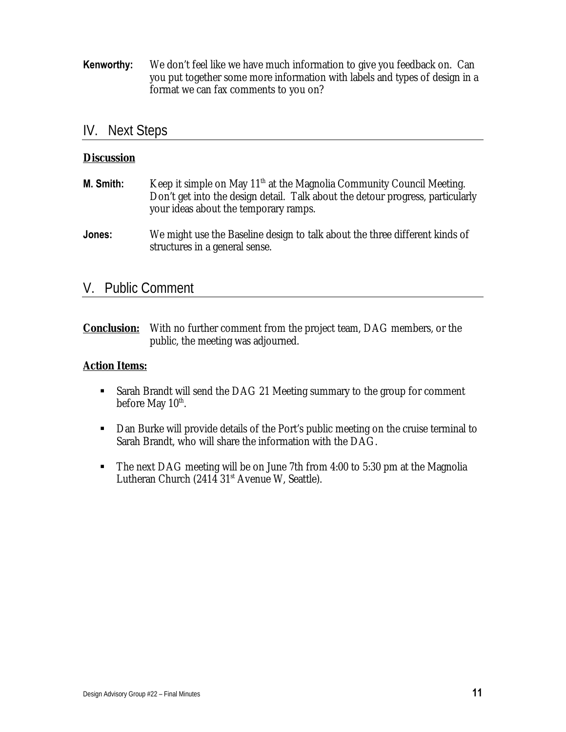**Kenworthy:** We don't feel like we have much information to give you feedback on. Can you put together some more information with labels and types of design in a format we can fax comments to you on?

## IV. Next Steps

**Discussion**

**M. Smith:** Keep it simple on May 11th at the Magnolia Community Council Meeting. Don't get into the design detail. Talk about the detour progress, particularly your ideas about the temporary ramps.

**Jones:** We might use the Baseline design to talk about the three different kinds of structures in a general sense.

## V. Public Comment

**Conclusion:** With no further comment from the project team, DAG members, or the public, the meeting was adjourned.

**Action Items:**

- Sarah Brandt will send the DAG 21 Meeting summary to the group for comment before May 10th.
- Dan Burke will provide details of the Port's public meeting on the cruise terminal to Sarah Brandt, who will share the information with the DAG.
- The next DAG meeting will be on June 7th from 4:00 to 5:30 pm at the Magnolia Lutheran Church (2414 31st Avenue W, Seattle).